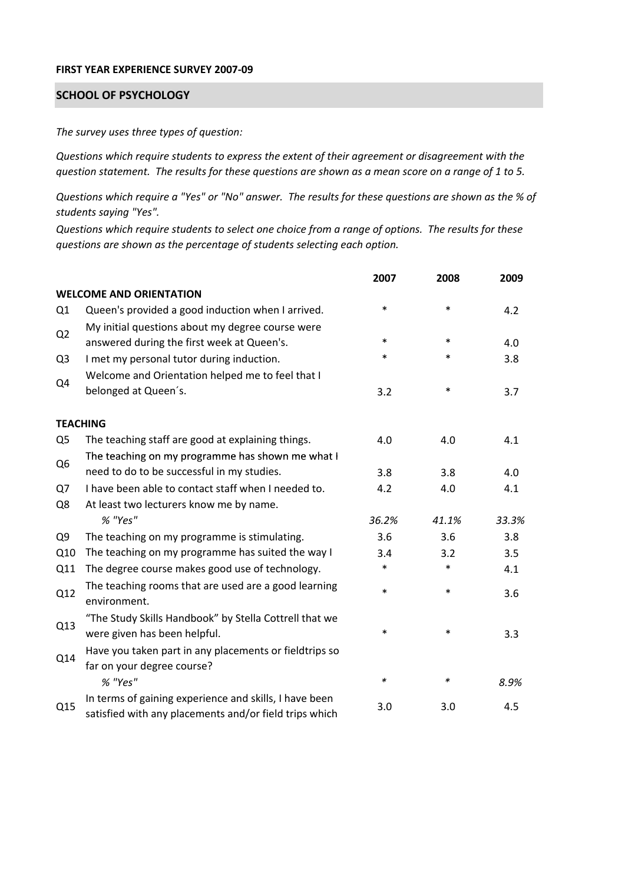**FIRST YEAR EXPERIENCE SURVEY 2007-09**

## SCHOOL OF PSYCHOLOGY

*The survey uses three types of question:*

*Questions which require students to express the extent of their agreement or disagreement with the question statement. The results for these questions are shown as a mean score on a range of 1 to 5.*

*Questions which require a "Yes" or "No" answer. The results for these questions are shown as the % of students saying "Yes".*

*Questions which require students to select one choice from a range of options. The results for these questions are shown as the percentage of students selecting each option.*

| | | 2007 | 2008 | 2009 |
|---|---|---|---|---|
| **WELCOME AND ORIENTATION** | | | | |
| Q1 | Queen's provided a good induction when I arrived. | * | * | 4.2 |
| Q2 | My initial questions about my degree course were answered during the first week at Queen's. | * | * | 4.0 |
| Q3 | I met my personal tutor during induction. | * | * | 3.8 |
| Q4 | Welcome and Orientation helped me to feel that I belonged at Queen´s. | 3.2 | * | 3.7 |
| **TEACHING** | | | | |
| Q5 | The teaching staff are good at explaining things. | 4.0 | 4.0 | 4.1 |
| Q6 | The teaching on my programme has shown me what I need to do to be successful in my studies. | 3.8 | 3.8 | 4.0 |
| Q7 | I have been able to contact staff when I needed to. | 4.2 | 4.0 | 4.1 |
| Q8 | At least two lecturers know me by name. | | | |
| | *% "Yes"* | *36.2%* | *41.1%* | *33.3%* |
| Q9 | The teaching on my programme is stimulating. | 3.6 | 3.6 | 3.8 |
| Q10 | The teaching on my programme has suited the way I | 3.4 | 3.2 | 3.5 |
| Q11 | The degree course makes good use of technology. | * | * | 4.1 |
| Q12 | The teaching rooms that are used are a good learning environment. | * | * | 3.6 |
| Q13 | "The Study Skills Handbook" by Stella Cottrell that we were given has been helpful. | * | * | 3.3 |
| Q14 | Have you taken part in any placements or fieldtrips so far on your degree course? | | | |
| | *% "Yes"* | * | * | *8.9%* |
| Q15 | In terms of gaining experience and skills, I have been satisfied with any placements and/or field trips which | 3.0 | 3.0 | 4.5 |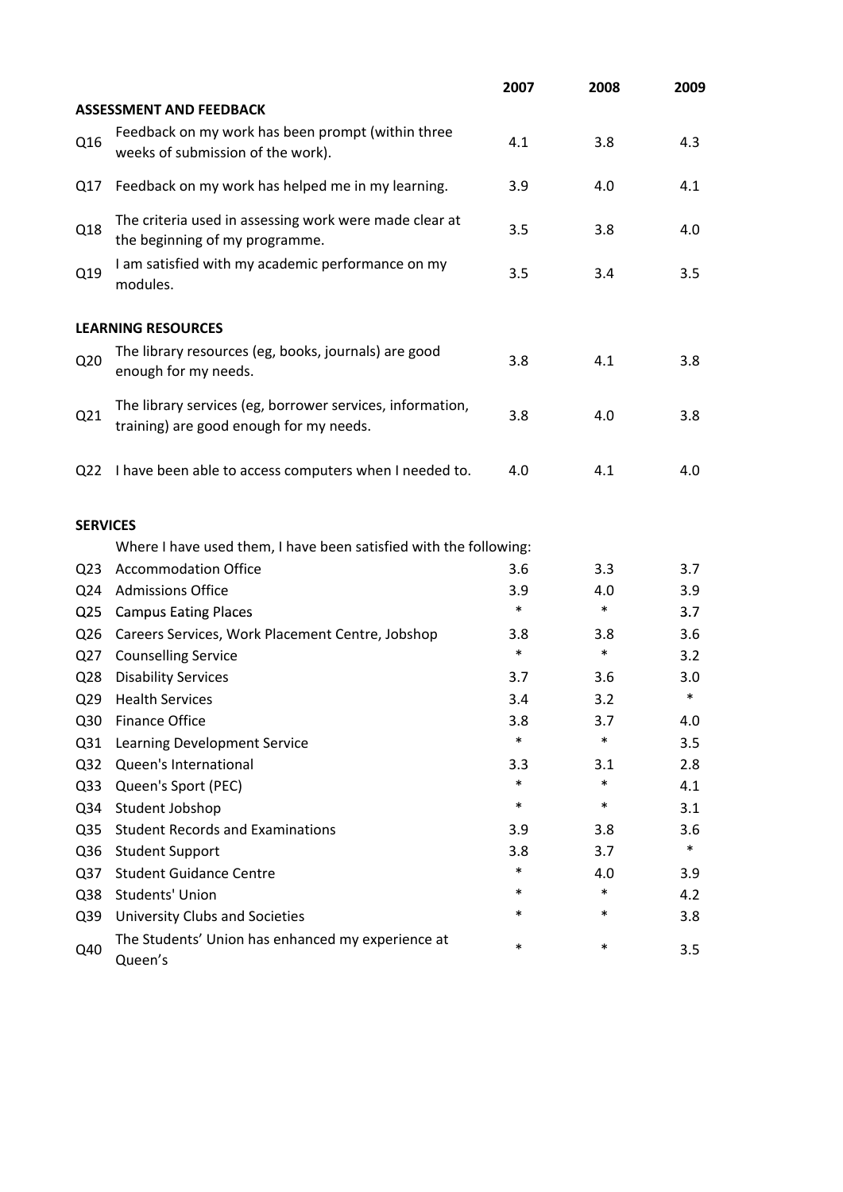| | | 2007 | 2008 | 2009 |
|---|---|---|---|---|
| **ASSESSMENT AND FEEDBACK** | | | | |
| Q16 | Feedback on my work has been prompt (within three weeks of submission of the work). | 4.1 | 3.8 | 4.3 |
| Q17 | Feedback on my work has helped me in my learning. | 3.9 | 4.0 | 4.1 |
| Q18 | The criteria used in assessing work were made clear at the beginning of my programme. | 3.5 | 3.8 | 4.0 |
| Q19 | I am satisfied with my academic performance on my modules. | 3.5 | 3.4 | 3.5 |
| **LEARNING RESOURCES** | | | | |
| Q20 | The library resources (eg, books, journals) are good enough for my needs. | 3.8 | 4.1 | 3.8 |
| Q21 | The library services (eg, borrower services, information, training) are good enough for my needs. | 3.8 | 4.0 | 3.8 |
| Q22 | I have been able to access computers when I needed to. | 4.0 | 4.1 | 4.0 |
| **SERVICES** | | | | |
| | Where I have used them, I have been satisfied with the following: | | | |
| Q23 | Accommodation Office | 3.6 | 3.3 | 3.7 |
| Q24 | Admissions Office | 3.9 | 4.0 | 3.9 |
| Q25 | Campus Eating Places | * | * | 3.7 |
| Q26 | Careers Services, Work Placement Centre, Jobshop | 3.8 | 3.8 | 3.6 |
| Q27 | Counselling Service | * | * | 3.2 |
| Q28 | Disability Services | 3.7 | 3.6 | 3.0 |
| Q29 | Health Services | 3.4 | 3.2 | * |
| Q30 | Finance Office | 3.8 | 3.7 | 4.0 |
| Q31 | Learning Development Service | * | * | 3.5 |
| Q32 | Queen's International | 3.3 | 3.1 | 2.8 |
| Q33 | Queen's Sport (PEC) | * | * | 4.1 |
| Q34 | Student Jobshop | * | * | 3.1 |
| Q35 | Student Records and Examinations | 3.9 | 3.8 | 3.6 |
| Q36 | Student Support | 3.8 | 3.7 | * |
| Q37 | Student Guidance Centre | * | 4.0 | 3.9 |
| Q38 | Students' Union | * | * | 4.2 |
| Q39 | University Clubs and Societies | * | * | 3.8 |
| Q40 | The Students' Union has enhanced my experience at Queen's | * | * | 3.5 |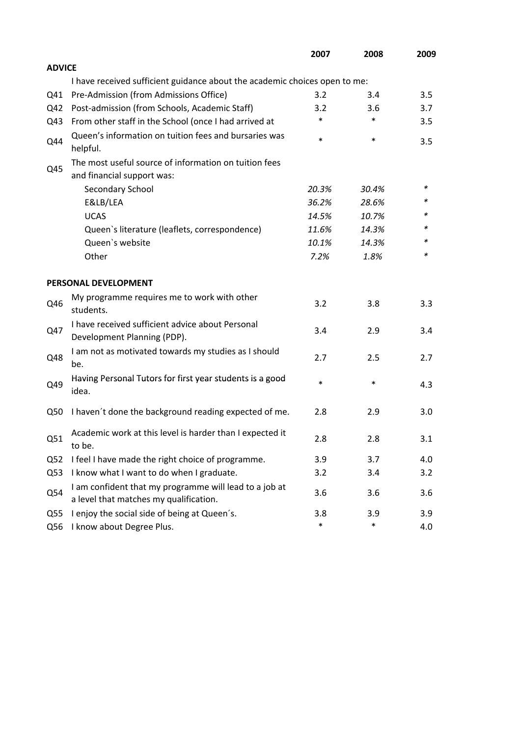| | | 2007 | 2008 | 2009 |
|---|---|---|---|---|
| **ADVICE** | | | | |
| | I have received sufficient guidance about the academic choices open to me: | | | |
| Q41 | Pre-Admission (from Admissions Office) | 3.2 | 3.4 | 3.5 |
| Q42 | Post-admission (from Schools, Academic Staff) | 3.2 | 3.6 | 3.7 |
| Q43 | From other staff in the School (once I had arrived at | * | * | 3.5 |
| Q44 | Queen's information on tuition fees and bursaries was helpful. | * | * | 3.5 |
| Q45 | The most useful source of information on tuition fees and financial support was: | | | |
| | Secondary School | *20.3%* | *30.4%* | * |
| | E&LB/LEA | *36.2%* | *28.6%* | * |
| | UCAS | *14.5%* | *10.7%* | * |
| | Queen`s literature (leaflets, correspondence) | *11.6%* | *14.3%* | * |
| | Queen`s website | *10.1%* | *14.3%* | * |
| | Other | *7.2%* | *1.8%* | * |
| **PERSONAL DEVELOPMENT** | | | | |
| Q46 | My programme requires me to work with other students. | 3.2 | 3.8 | 3.3 |
| Q47 | I have received sufficient advice about Personal Development Planning (PDP). | 3.4 | 2.9 | 3.4 |
| Q48 | I am not as motivated towards my studies as I should be. | 2.7 | 2.5 | 2.7 |
| Q49 | Having Personal Tutors for first year students is a good idea. | * | * | 4.3 |
| Q50 | I haven´t done the background reading expected of me. | 2.8 | 2.9 | 3.0 |
| Q51 | Academic work at this level is harder than I expected it to be. | 2.8 | 2.8 | 3.1 |
| Q52 | I feel I have made the right choice of programme. | 3.9 | 3.7 | 4.0 |
| Q53 | I know what I want to do when I graduate. | 3.2 | 3.4 | 3.2 |
| Q54 | I am confident that my programme will lead to a job at a level that matches my qualification. | 3.6 | 3.6 | 3.6 |
| Q55 | I enjoy the social side of being at Queen´s. | 3.8 | 3.9 | 3.9 |
| Q56 | I know about Degree Plus. | * | * | 4.0 |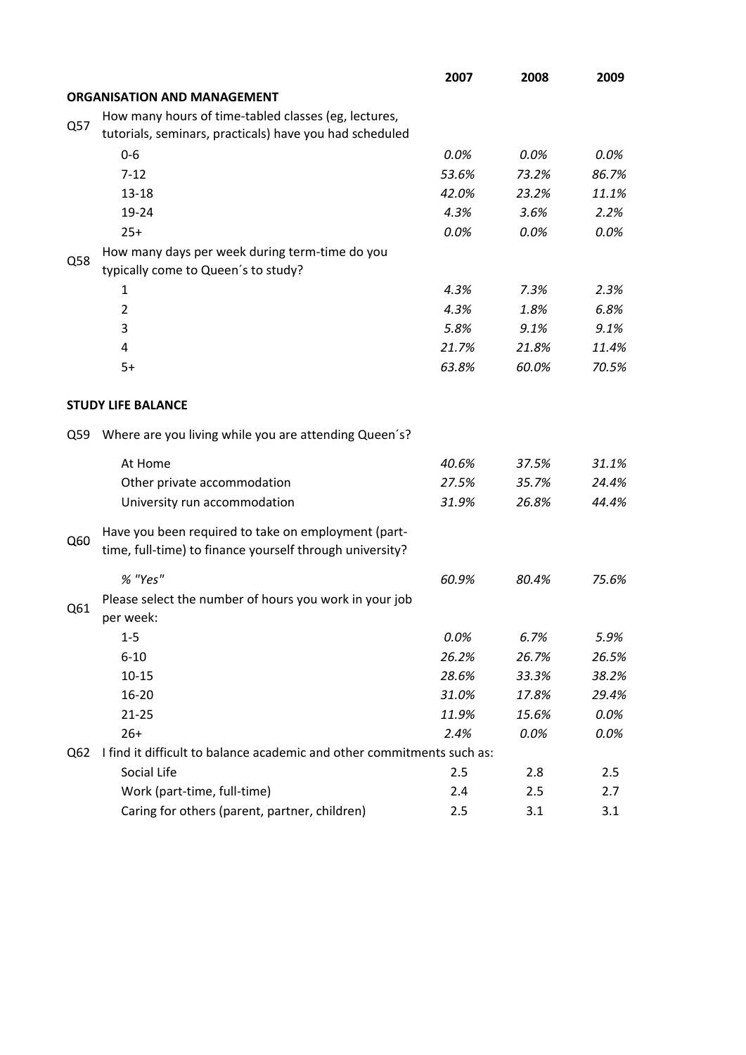| | | 2007 | 2008 | 2009 |
|---|---|---|---|---|
| | **ORGANISATION AND MANAGEMENT** | | | |
| Q57 | How many hours of time-tabled classes (eg, lectures, tutorials, seminars, practicals) have you had scheduled | | | |
| | 0-6 | *0.0%* | *0.0%* | *0.0%* |
| | 7-12 | *53.6%* | *73.2%* | *86.7%* |
| | 13-18 | *42.0%* | *23.2%* | *11.1%* |
| | 19-24 | *4.3%* | *3.6%* | *2.2%* |
| | 25+ | *0.0%* | *0.0%* | *0.0%* |
| Q58 | How many days per week during term-time do you typically come to Queen´s to study? | | | |
| | 1 | *4.3%* | *7.3%* | *2.3%* |
| | 2 | *4.3%* | *1.8%* | *6.8%* |
| | 3 | *5.8%* | *9.1%* | *9.1%* |
| | 4 | *21.7%* | *21.8%* | *11.4%* |
| | 5+ | *63.8%* | *60.0%* | *70.5%* |
| | **STUDY LIFE BALANCE** | | | |
| Q59 | Where are you living while you are attending Queen´s? | | | |
| | At Home | *40.6%* | *37.5%* | *31.1%* |
| | Other private accommodation | *27.5%* | *35.7%* | *24.4%* |
| | University run accommodation | *31.9%* | *26.8%* | *44.4%* |
| Q60 | Have you been required to take on employment (part-time, full-time) to finance yourself through university? | | | |
| | *% "Yes"* | *60.9%* | *80.4%* | *75.6%* |
| Q61 | Please select the number of hours you work in your job per week: | | | |
| | 1-5 | *0.0%* | *6.7%* | *5.9%* |
| | 6-10 | *26.2%* | *26.7%* | *26.5%* |
| | 10-15 | *28.6%* | *33.3%* | *38.2%* |
| | 16-20 | *31.0%* | *17.8%* | *29.4%* |
| | 21-25 | *11.9%* | *15.6%* | *0.0%* |
| | 26+ | *2.4%* | *0.0%* | *0.0%* |
| Q62 | I find it difficult to balance academic and other commitments such as: | | | |
| | Social Life | 2.5 | 2.8 | 2.5 |
| | Work (part-time, full-time) | 2.4 | 2.5 | 2.7 |
| | Caring for others (parent, partner, children) | 2.5 | 3.1 | 3.1 |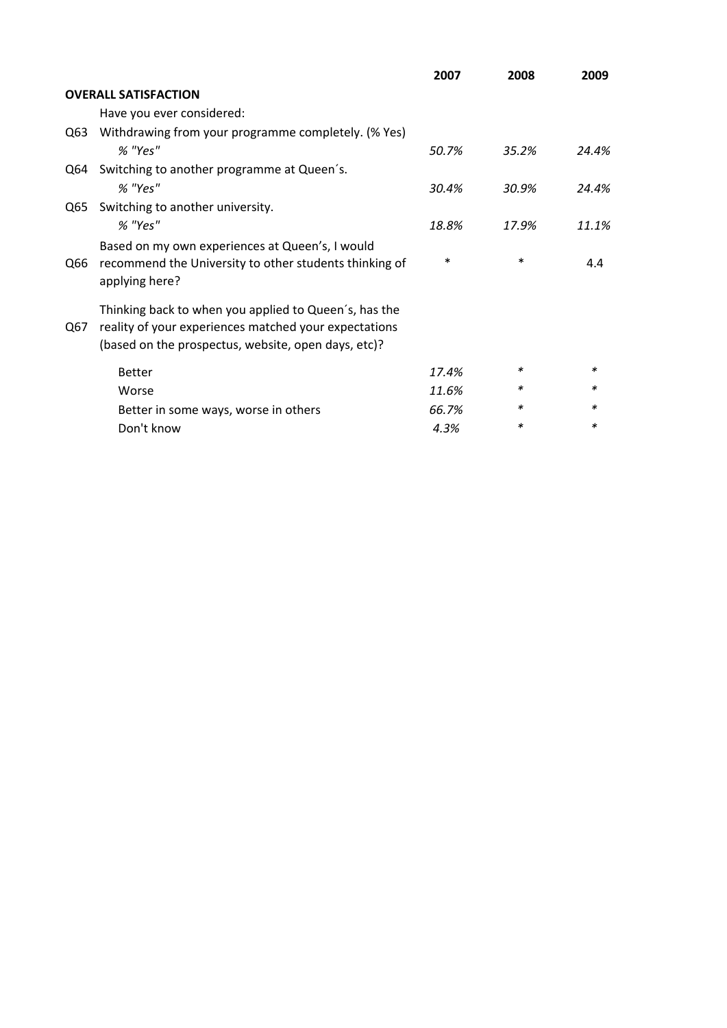| | | 2007 | 2008 | 2009 |
|---|---|---|---|---|
| **OVERALL SATISFACTION** | | | | |
| | Have you ever considered: | | | |
| Q63 | Withdrawing from your programme completely. (% Yes) | | | |
| | *% "Yes"* | *50.7%* | *35.2%* | *24.4%* |
| Q64 | Switching to another programme at Queen´s. | | | |
| | *% "Yes"* | *30.4%* | *30.9%* | *24.4%* |
| Q65 | Switching to another university. | | | |
| | *% "Yes"* | *18.8%* | *17.9%* | *11.1%* |
| Q66 | Based on my own experiences at Queen's, I would recommend the University to other students thinking of applying here? | * | * | 4.4 |
| Q67 | Thinking back to when you applied to Queen´s, has the reality of your experiences matched your expectations (based on the prospectus, website, open days, etc)? | | | |
| | Better | *17.4%* | * | * |
| | Worse | *11.6%* | * | * |
| | Better in some ways, worse in others | *66.7%* | * | * |
| | Don't know | *4.3%* | * | * |